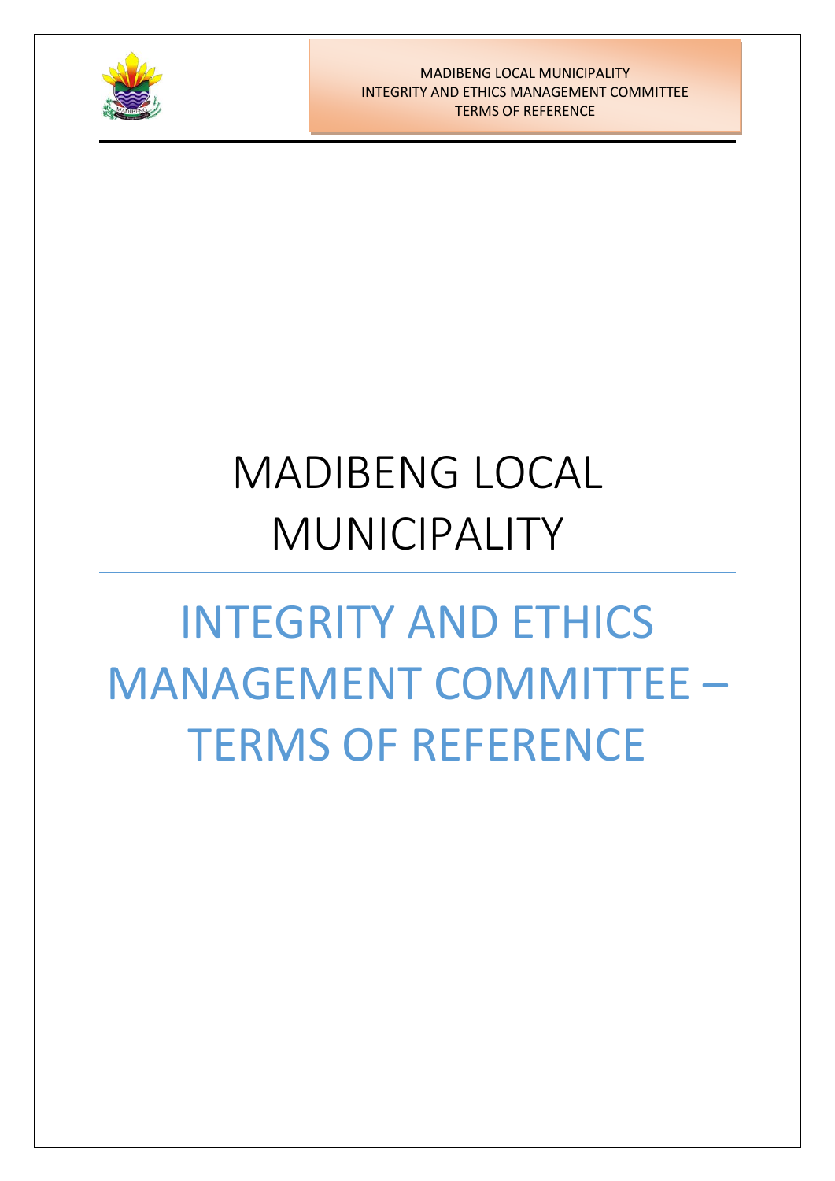# MADIBENG LOCAL MUNICIPALITY

# INTEGRITY AND ETHICS MANAGEMENT COMMITTEE – TERMS OF REFERENCE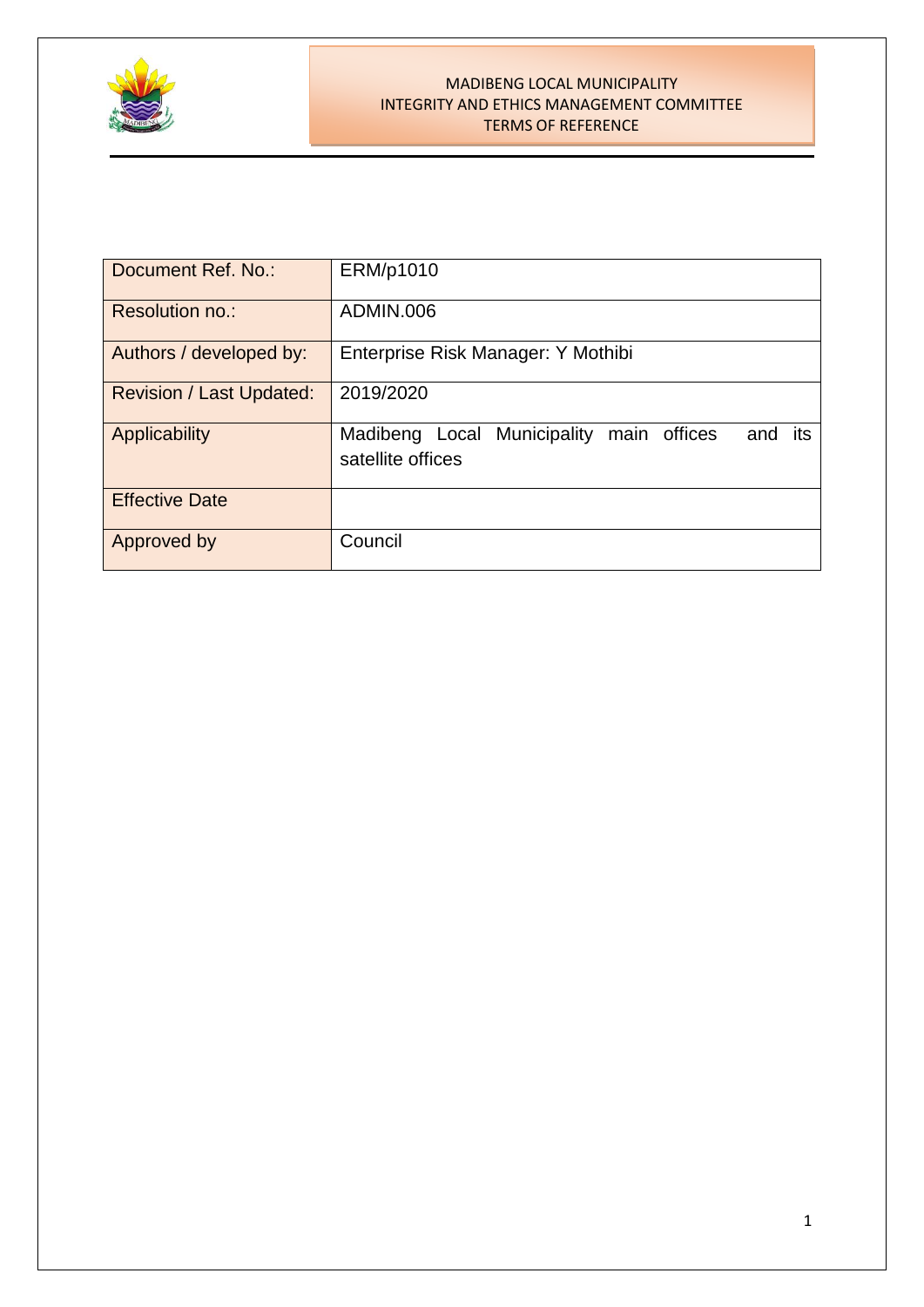MADIBENG LOCAL MUNICIPALITY
INTEGRITY AND ETHICS MANAGEMENT COMMITTEE
TERMS OF REFERENCE

| Document Ref. No.: | ERM/p1010 |
|---|---|
| Resolution no.: | ADMIN.006 |
| Authors / developed by: | Enterprise Risk Manager: Y Mothibi |
| Revision / Last Updated: | 2019/2020 |
| Applicability | Madibeng Local Municipality main offices and its satellite offices |
| Effective Date | |
| Approved by | Council |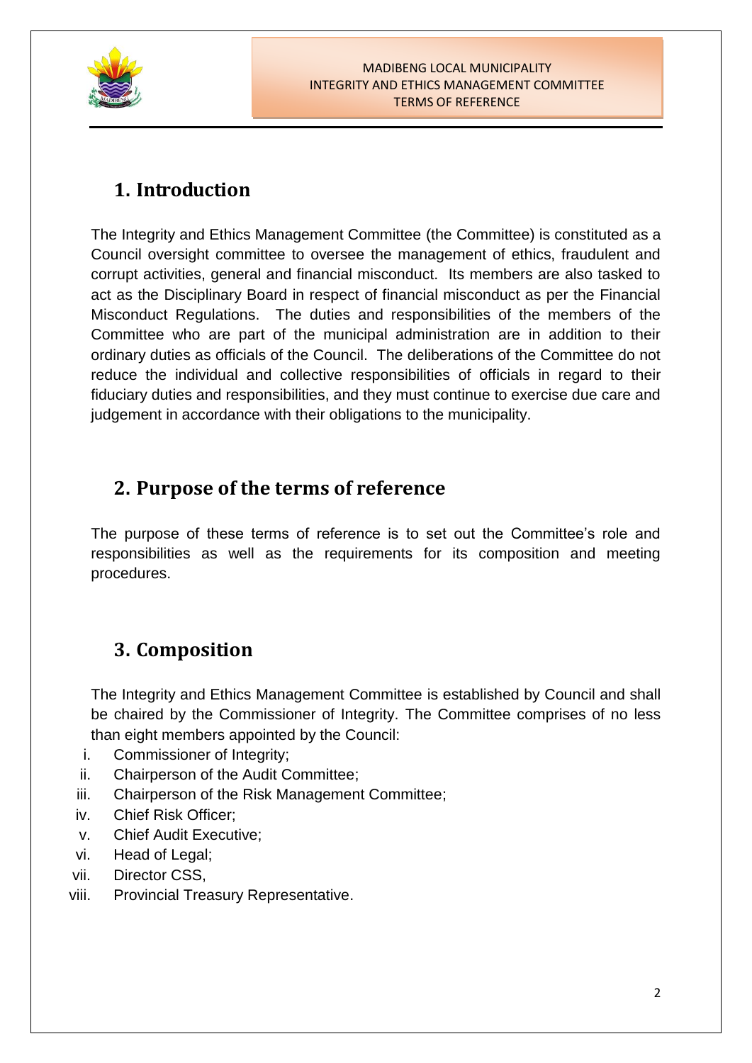## 1. Introduction

The Integrity and Ethics Management Committee (the Committee) is constituted as a Council oversight committee to oversee the management of ethics, fraudulent and corrupt activities, general and financial misconduct. Its members are also tasked to act as the Disciplinary Board in respect of financial misconduct as per the Financial Misconduct Regulations. The duties and responsibilities of the members of the Committee who are part of the municipal administration are in addition to their ordinary duties as officials of the Council. The deliberations of the Committee do not reduce the individual and collective responsibilities of officials in regard to their fiduciary duties and responsibilities, and they must continue to exercise due care and judgement in accordance with their obligations to the municipality.

## 2. Purpose of the terms of reference

The purpose of these terms of reference is to set out the Committee's role and responsibilities as well as the requirements for its composition and meeting procedures.

## 3. Composition

The Integrity and Ethics Management Committee is established by Council and shall be chaired by the Commissioner of Integrity. The Committee comprises of no less than eight members appointed by the Council:

i. Commissioner of Integrity;
ii. Chairperson of the Audit Committee;
iii. Chairperson of the Risk Management Committee;
iv. Chief Risk Officer;
v. Chief Audit Executive;
vi. Head of Legal;
vii. Director CSS,
viii. Provincial Treasury Representative.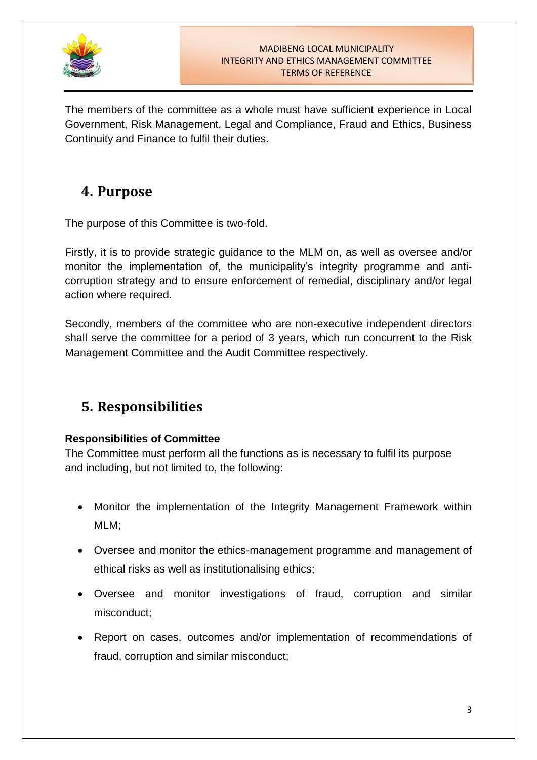The members of the committee as a whole must have sufficient experience in Local Government, Risk Management, Legal and Compliance, Fraud and Ethics, Business Continuity and Finance to fulfil their duties.

## 4. Purpose

The purpose of this Committee is two-fold.

Firstly, it is to provide strategic guidance to the MLM on, as well as oversee and/or monitor the implementation of, the municipality's integrity programme and anti-corruption strategy and to ensure enforcement of remedial, disciplinary and/or legal action where required.

Secondly, members of the committee who are non-executive independent directors shall serve the committee for a period of 3 years, which run concurrent to the Risk Management Committee and the Audit Committee respectively.

## 5. Responsibilities

**Responsibilities of Committee**

The Committee must perform all the functions as is necessary to fulfil its purpose and including, but not limited to, the following:

- Monitor the implementation of the Integrity Management Framework within MLM;
- Oversee and monitor the ethics-management programme and management of ethical risks as well as institutionalising ethics;
- Oversee and monitor investigations of fraud, corruption and similar misconduct;
- Report on cases, outcomes and/or implementation of recommendations of fraud, corruption and similar misconduct;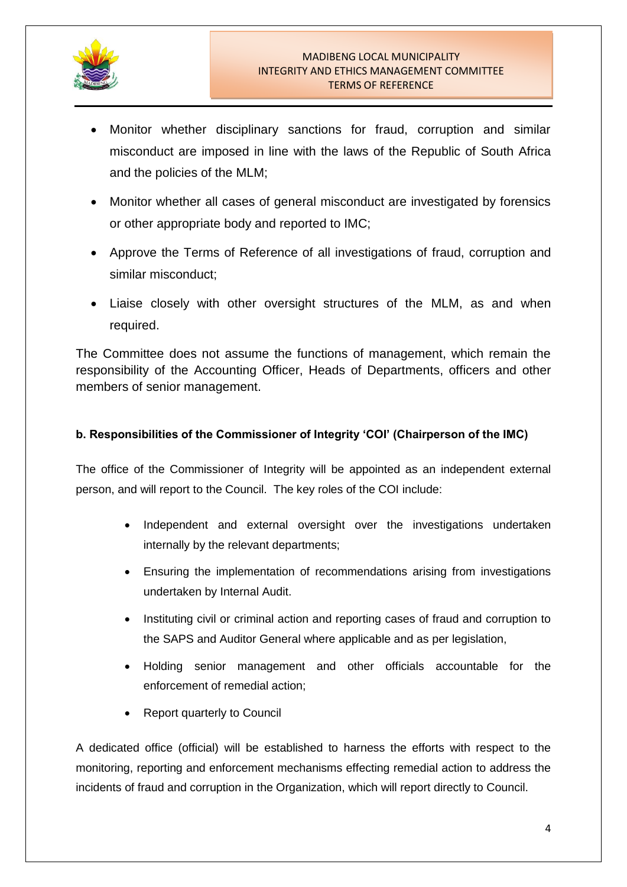- Monitor whether disciplinary sanctions for fraud, corruption and similar misconduct are imposed in line with the laws of the Republic of South Africa and the policies of the MLM;
- Monitor whether all cases of general misconduct are investigated by forensics or other appropriate body and reported to IMC;
- Approve the Terms of Reference of all investigations of fraud, corruption and similar misconduct;
- Liaise closely with other oversight structures of the MLM, as and when required.

The Committee does not assume the functions of management, which remain the responsibility of the Accounting Officer, Heads of Departments, officers and other members of senior management.

**b. Responsibilities of the Commissioner of Integrity 'COI' (Chairperson of the IMC)**

The office of the Commissioner of Integrity will be appointed as an independent external person, and will report to the Council. The key roles of the COI include:

- Independent and external oversight over the investigations undertaken internally by the relevant departments;
- Ensuring the implementation of recommendations arising from investigations undertaken by Internal Audit.
- Instituting civil or criminal action and reporting cases of fraud and corruption to the SAPS and Auditor General where applicable and as per legislation,
- Holding senior management and other officials accountable for the enforcement of remedial action;
- Report quarterly to Council

A dedicated office (official) will be established to harness the efforts with respect to the monitoring, reporting and enforcement mechanisms effecting remedial action to address the incidents of fraud and corruption in the Organization, which will report directly to Council.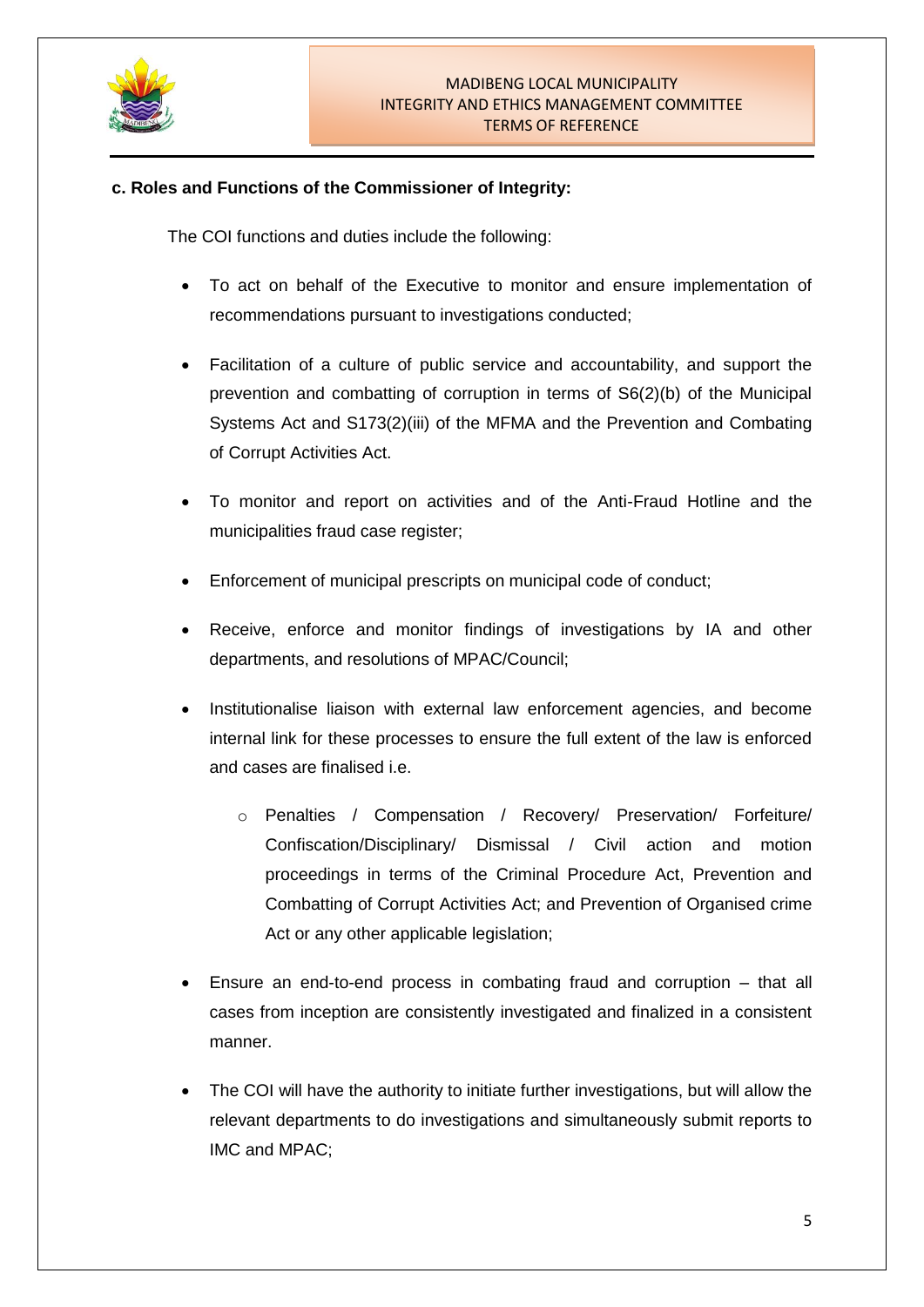**c. Roles and Functions of the Commissioner of Integrity:**

The COI functions and duties include the following:

- To act on behalf of the Executive to monitor and ensure implementation of recommendations pursuant to investigations conducted;
- Facilitation of a culture of public service and accountability, and support the prevention and combatting of corruption in terms of S6(2)(b) of the Municipal Systems Act and S173(2)(iii) of the MFMA and the Prevention and Combating of Corrupt Activities Act.
- To monitor and report on activities and of the Anti-Fraud Hotline and the municipalities fraud case register;
- Enforcement of municipal prescripts on municipal code of conduct;
- Receive, enforce and monitor findings of investigations by IA and other departments, and resolutions of MPAC/Council;
- Institutionalise liaison with external law enforcement agencies, and become internal link for these processes to ensure the full extent of the law is enforced and cases are finalised i.e.
  - Penalties / Compensation / Recovery/ Preservation/ Forfeiture/ Confiscation/Disciplinary/ Dismissal / Civil action and motion proceedings in terms of the Criminal Procedure Act, Prevention and Combatting of Corrupt Activities Act; and Prevention of Organised crime Act or any other applicable legislation;
- Ensure an end-to-end process in combating fraud and corruption – that all cases from inception are consistently investigated and finalized in a consistent manner.
- The COI will have the authority to initiate further investigations, but will allow the relevant departments to do investigations and simultaneously submit reports to IMC and MPAC;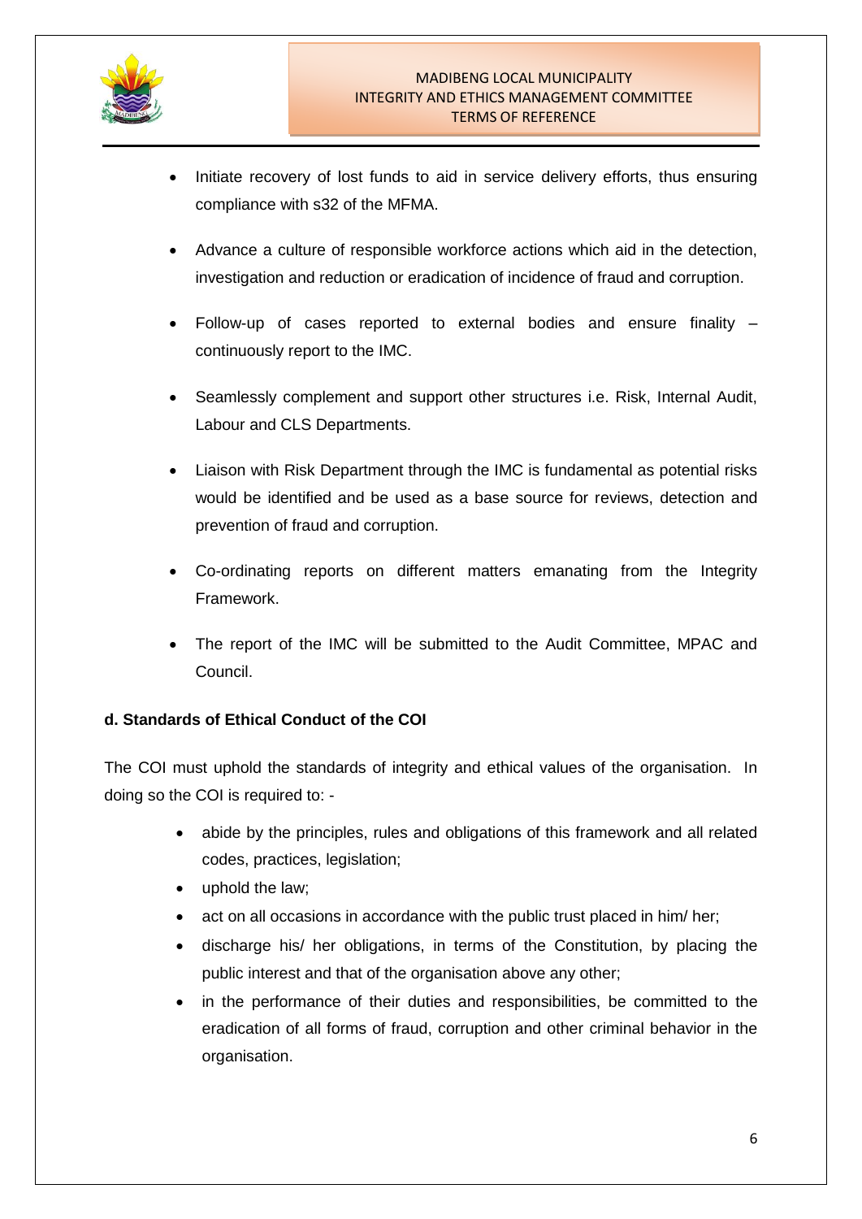- Initiate recovery of lost funds to aid in service delivery efforts, thus ensuring compliance with s32 of the MFMA.
- Advance a culture of responsible workforce actions which aid in the detection, investigation and reduction or eradication of incidence of fraud and corruption.
- Follow-up of cases reported to external bodies and ensure finality – continuously report to the IMC.
- Seamlessly complement and support other structures i.e. Risk, Internal Audit, Labour and CLS Departments.
- Liaison with Risk Department through the IMC is fundamental as potential risks would be identified and be used as a base source for reviews, detection and prevention of fraud and corruption.
- Co-ordinating reports on different matters emanating from the Integrity Framework.
- The report of the IMC will be submitted to the Audit Committee, MPAC and Council.

**d. Standards of Ethical Conduct of the COI**

The COI must uphold the standards of integrity and ethical values of the organisation. In doing so the COI is required to: -

- abide by the principles, rules and obligations of this framework and all related codes, practices, legislation;
- uphold the law;
- act on all occasions in accordance with the public trust placed in him/ her;
- discharge his/ her obligations, in terms of the Constitution, by placing the public interest and that of the organisation above any other;
- in the performance of their duties and responsibilities, be committed to the eradication of all forms of fraud, corruption and other criminal behavior in the organisation.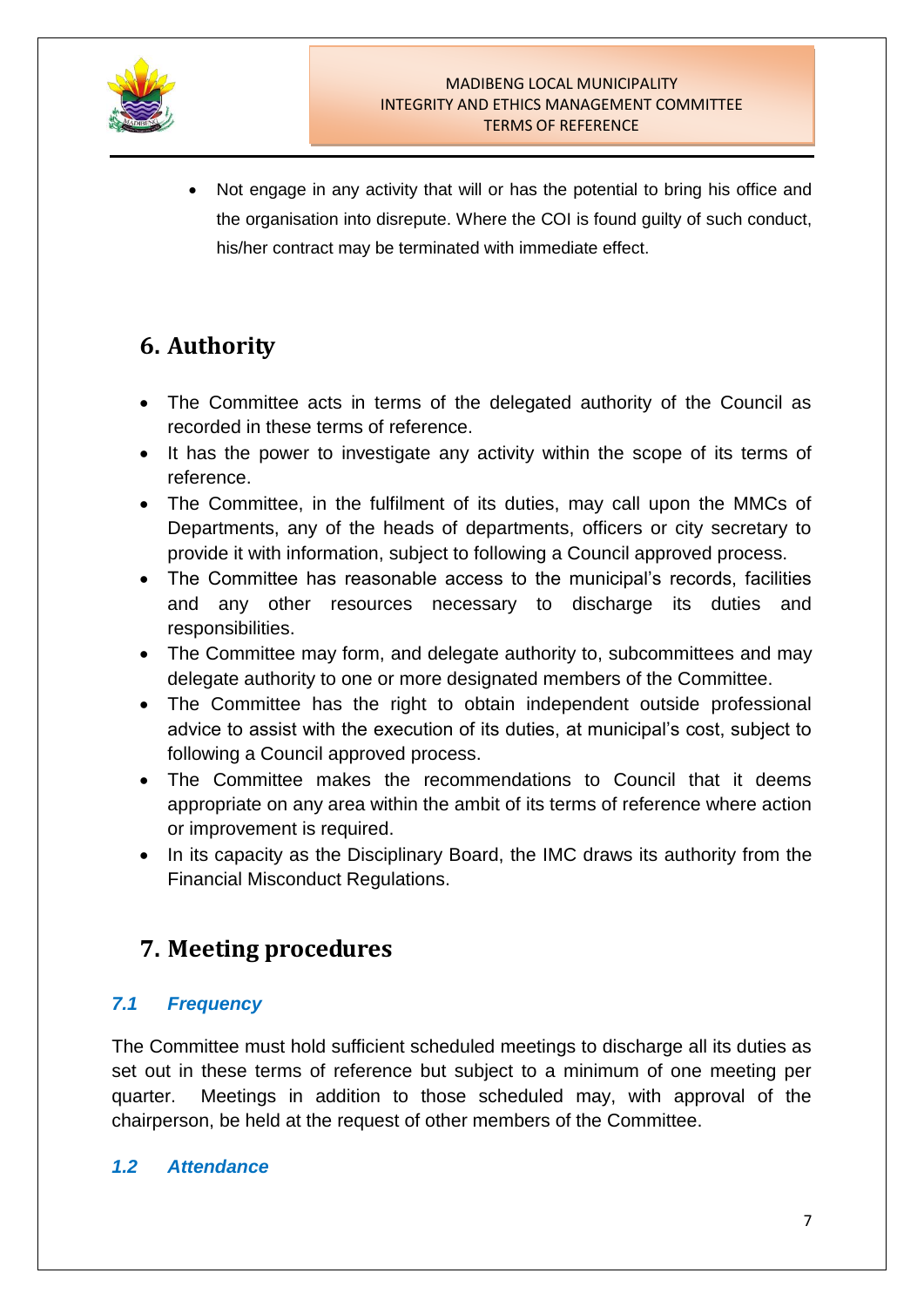- Not engage in any activity that will or has the potential to bring his office and the organisation into disrepute. Where the COI is found guilty of such conduct, his/her contract may be terminated with immediate effect.

## 6. Authority

- The Committee acts in terms of the delegated authority of the Council as recorded in these terms of reference.
- It has the power to investigate any activity within the scope of its terms of reference.
- The Committee, in the fulfilment of its duties, may call upon the MMCs of Departments, any of the heads of departments, officers or city secretary to provide it with information, subject to following a Council approved process.
- The Committee has reasonable access to the municipal's records, facilities and any other resources necessary to discharge its duties and responsibilities.
- The Committee may form, and delegate authority to, subcommittees and may delegate authority to one or more designated members of the Committee.
- The Committee has the right to obtain independent outside professional advice to assist with the execution of its duties, at municipal's cost, subject to following a Council approved process.
- The Committee makes the recommendations to Council that it deems appropriate on any area within the ambit of its terms of reference where action or improvement is required.
- In its capacity as the Disciplinary Board, the IMC draws its authority from the Financial Misconduct Regulations.

## 7. Meeting procedures

### *7.1 Frequency*

The Committee must hold sufficient scheduled meetings to discharge all its duties as set out in these terms of reference but subject to a minimum of one meeting per quarter. Meetings in addition to those scheduled may, with approval of the chairperson, be held at the request of other members of the Committee.

### *1.2 Attendance*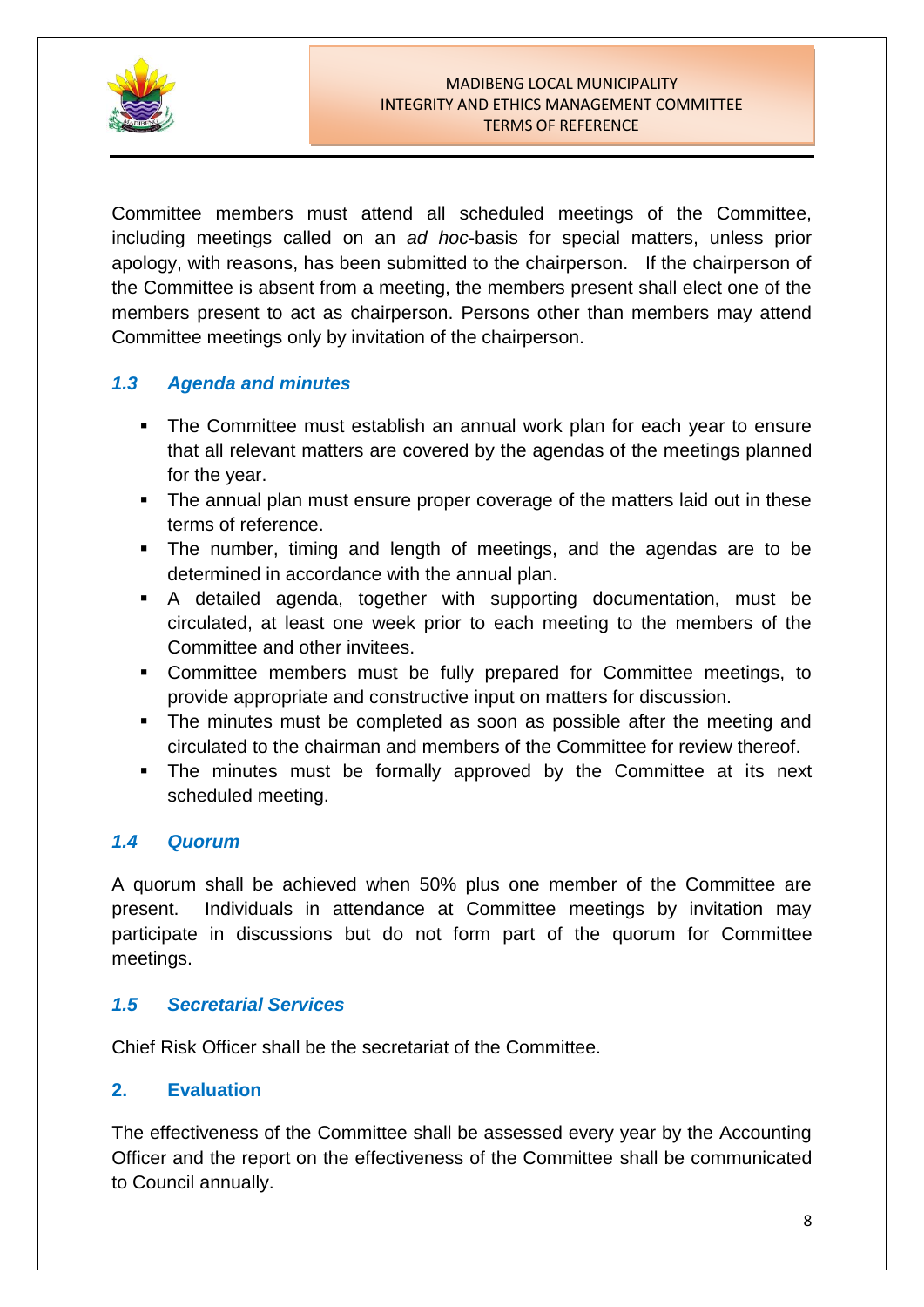Committee members must attend all scheduled meetings of the Committee, including meetings called on an *ad hoc*-basis for special matters, unless prior apology, with reasons, has been submitted to the chairperson. If the chairperson of the Committee is absent from a meeting, the members present shall elect one of the members present to act as chairperson. Persons other than members may attend Committee meetings only by invitation of the chairperson.

### *1.3 Agenda and minutes*

- The Committee must establish an annual work plan for each year to ensure that all relevant matters are covered by the agendas of the meetings planned for the year.
- The annual plan must ensure proper coverage of the matters laid out in these terms of reference.
- The number, timing and length of meetings, and the agendas are to be determined in accordance with the annual plan.
- A detailed agenda, together with supporting documentation, must be circulated, at least one week prior to each meeting to the members of the Committee and other invitees.
- Committee members must be fully prepared for Committee meetings, to provide appropriate and constructive input on matters for discussion.
- The minutes must be completed as soon as possible after the meeting and circulated to the chairman and members of the Committee for review thereof.
- The minutes must be formally approved by the Committee at its next scheduled meeting.

### *1.4 Quorum*

A quorum shall be achieved when 50% plus one member of the Committee are present. Individuals in attendance at Committee meetings by invitation may participate in discussions but do not form part of the quorum for Committee meetings.

### *1.5 Secretarial Services*

Chief Risk Officer shall be the secretariat of the Committee.

## 2. Evaluation

The effectiveness of the Committee shall be assessed every year by the Accounting Officer and the report on the effectiveness of the Committee shall be communicated to Council annually.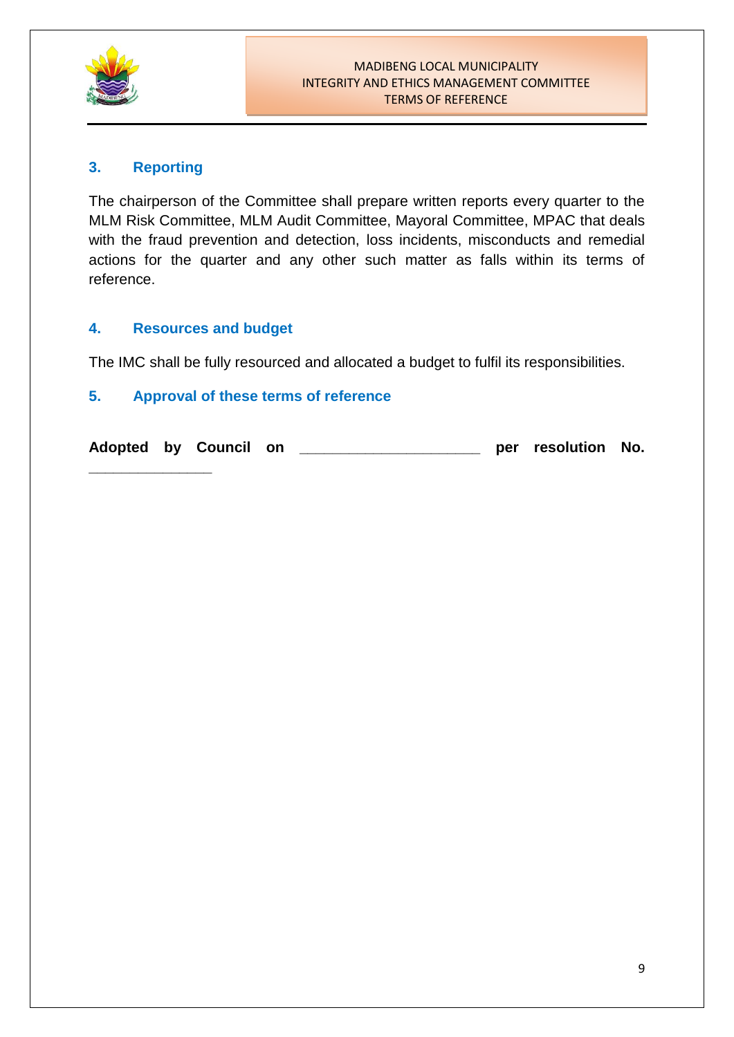## 3. Reporting

The chairperson of the Committee shall prepare written reports every quarter to the MLM Risk Committee, MLM Audit Committee, Mayoral Committee, MPAC that deals with the fraud prevention and detection, loss incidents, misconducts and remedial actions for the quarter and any other such matter as falls within its terms of reference.

## 4. Resources and budget

The IMC shall be fully resourced and allocated a budget to fulfil its responsibilities.

## 5. Approval of these terms of reference

**Adopted by Council on _____________________ per resolution No. ______________**